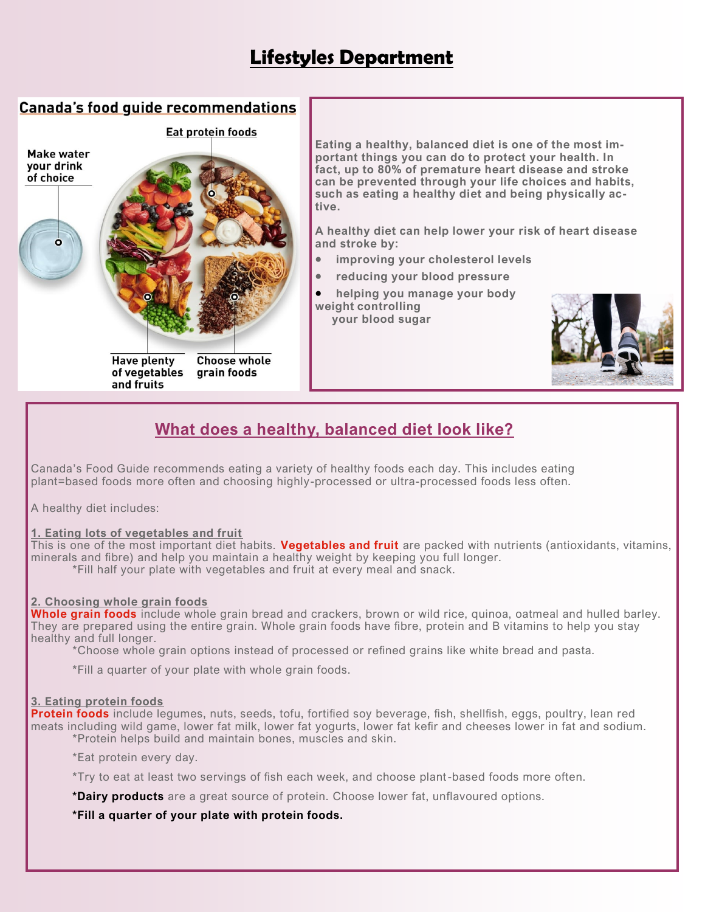# Lifestyles Department

## Canada's food guide recommendations

Eat protein foods

Make water your drink of choice

Have plenty of vegetables and fruits

Choose whole grain foods

Eating a healthy, balanced diet is one of the most important things you can do to protect your health. In fact, up to 80% of premature heart disease and stroke can be prevented through your life choices and habits, such as eating a healthy diet and being physically active.

A healthy diet can help lower your risk of heart disease and stroke by:

- improving your cholesterol levels
- reducing your blood pressure
- helping you manage your body weight controlling your blood sugar

## What does a healthy, balanced diet look like?

Canada's Food Guide recommends eating a variety of healthy foods each day. This includes eating plant=based foods more often and choosing highly-processed or ultra-processed foods less often.

A healthy diet includes:

**1. Eating lots of vegetables and fruit**

This is one of the most important diet habits. **Vegetables and fruit** are packed with nutrients (antioxidants, vitamins, minerals and fibre) and help you maintain a healthy weight by keeping you full longer.

*Fill half your plate with vegetables and fruit at every meal and snack.

**2. Choosing whole grain foods**

**Whole grain foods** include whole grain bread and crackers, brown or wild rice, quinoa, oatmeal and hulled barley. They are prepared using the entire grain. Whole grain foods have fibre, protein and B vitamins to help you stay healthy and full longer.

*Choose whole grain options instead of processed or refined grains like white bread and pasta.

*Fill a quarter of your plate with whole grain foods.

**3. Eating protein foods**

**Protein foods** include legumes, nuts, seeds, tofu, fortified soy beverage, fish, shellfish, eggs, poultry, lean red meats including wild game, lower fat milk, lower fat yogurts, lower fat kefir and cheeses lower in fat and sodium.

*Protein helps build and maintain bones, muscles and skin.

*Eat protein every day.

*Try to eat at least two servings of fish each week, and choose plant-based foods more often.

***Dairy products** are a great source of protein. Choose lower fat, unflavoured options.

***Fill a quarter of your plate with protein foods.**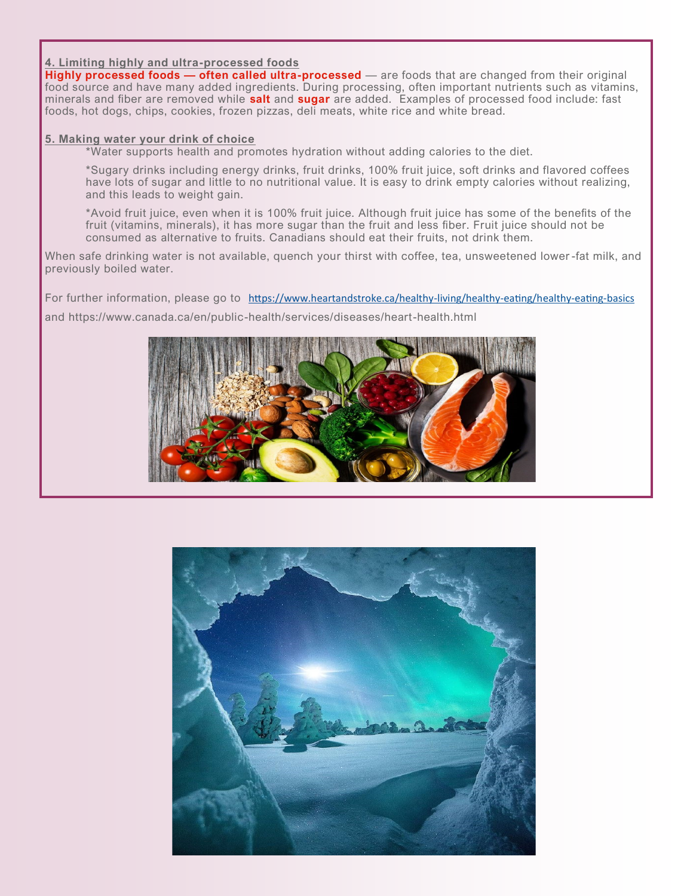**4. Limiting highly and ultra-processed foods**

**Highly processed foods — often called ultra-processed** — are foods that are changed from their original food source and have many added ingredients. During processing, often important nutrients such as vitamins, minerals and fiber are removed while **salt** and **sugar** are added. Examples of processed food include: fast foods, hot dogs, chips, cookies, frozen pizzas, deli meats, white rice and white bread.

**5. Making water your drink of choice**

*Water supports health and promotes hydration without adding calories to the diet.

*Sugary drinks including energy drinks, fruit drinks, 100% fruit juice, soft drinks and flavored coffees have lots of sugar and little to no nutritional value. It is easy to drink empty calories without realizing, and this leads to weight gain.

*Avoid fruit juice, even when it is 100% fruit juice. Although fruit juice has some of the benefits of the fruit (vitamins, minerals), it has more sugar than the fruit and less fiber. Fruit juice should not be consumed as alternative to fruits. Canadians should eat their fruits, not drink them.

When safe drinking water is not available, quench your thirst with coffee, tea, unsweetened lower-fat milk, and previously boiled water.

For further information, please go to https://www.heartandstroke.ca/healthy-living/healthy-eating/healthy-eating-basics and https://www.canada.ca/en/public-health/services/diseases/heart-health.html